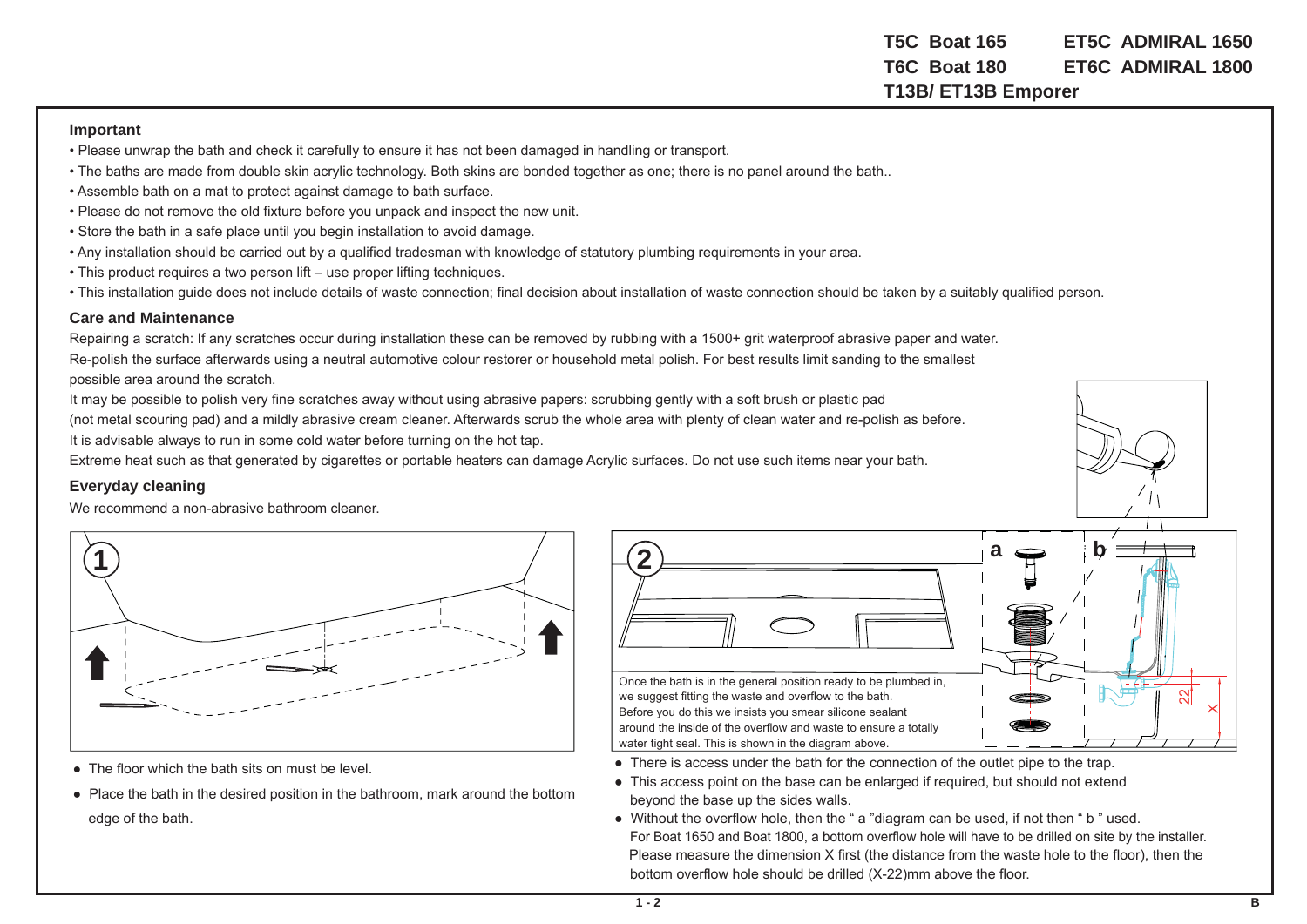**T5C Boat 165** &nbsp;&nbsp;&nbsp; **ET5C ADMIRAL 1650**
**T6C Boat 180** &nbsp;&nbsp;&nbsp; **ET6C ADMIRAL 1800**
**T13B/ ET13B Emporer**

### Important

- Please unwrap the bath and check it carefully to ensure it has not been damaged in handling or transport.
- The baths are made from double skin acrylic technology. Both skins are bonded together as one; there is no panel around the bath..
- Assemble bath on a mat to protect against damage to bath surface.
- Please do not remove the old fixture before you unpack and inspect the new unit.
- Store the bath in a safe place until you begin installation to avoid damage.
- Any installation should be carried out by a qualified tradesman with knowledge of statutory plumbing requirements in your area.
- This product requires a two person lift – use proper lifting techniques.
- This installation guide does not include details of waste connection; final decision about installation of waste connection should be taken by a suitably qualified person.

### Care and Maintenance

Repairing a scratch: If any scratches occur during installation these can be removed by rubbing with a 1500+ grit waterproof abrasive paper and water.
Re-polish the surface afterwards using a neutral automotive colour restorer or household metal polish. For best results limit sanding to the smallest possible area around the scratch.
It may be possible to polish very fine scratches away without using abrasive papers: scrubbing gently with a soft brush or plastic pad (not metal scouring pad) and a mildly abrasive cream cleaner. Afterwards scrub the whole area with plenty of clean water and re-polish as before.
It is advisable always to run in some cold water before turning on the hot tap.
Extreme heat such as that generated by cigarettes or portable heaters can damage Acrylic surfaces. Do not use such items near your bath.

### Everyday cleaning

We recommend a non-abrasive bathroom cleaner.

**1**

- The floor which the bath sits on must be level.
- Place the bath in the desired position in the bathroom, mark around the bottom edge of the bath.

**2**

**a** **b**

22 X

Once the bath is in the general position ready to be plumbed in, we suggest fitting the waste and overflow to the bath.
Before you do this we insists you smear silicone sealant around the inside of the overflow and waste to ensure a totally water tight seal. This is shown in the diagram above.

- There is access under the bath for the connection of the outlet pipe to the trap.
- This access point on the base can be enlarged if required, but should not extend beyond the base up the sides walls.
- Without the overflow hole, then the " a "diagram can be used, if not then " b " used.
  For Boat 1650 and Boat 1800, a bottom overflow hole will have to be drilled on site by the installer.
  Please measure the dimension X first (the distance from the waste hole to the floor), then the bottom overflow hole should be drilled (X-22)mm above the floor.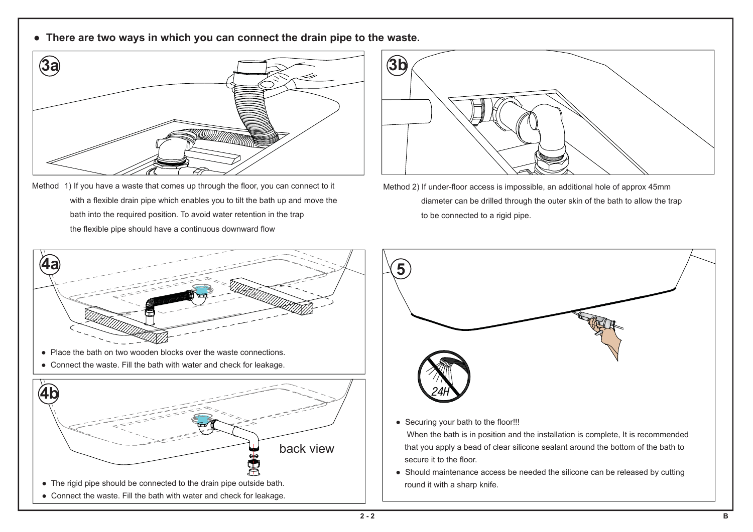- **There are two ways in which you can connect the drain pipe to the waste.**

**3a**

Method 1) If you have a waste that comes up through the floor, you can connect to it with a flexible drain pipe which enables you to tilt the bath up and move the bath into the required position. To avoid water retention in the trap the flexible pipe should have a continuous downward flow

**3b**

Method 2) If under-floor access is impossible, an additional hole of approx 45mm diameter can be drilled through the outer skin of the bath to allow the trap to be connected to a rigid pipe.

**4a**

- Place the bath on two wooden blocks over the waste connections.
- Connect the waste. Fill the bath with water and check for leakage.

**4b**

back view

- The rigid pipe should be connected to the drain pipe outside bath.
- Connect the waste. Fill the bath with water and check for leakage.

**5**

24H

- Securing your bath to the floor!!!
  When the bath is in position and the installation is complete, It is recommended that you apply a bead of clear silicone sealant around the bottom of the bath to secure it to the floor.
- Should maintenance access be needed the silicone can be released by cutting round it with a sharp knife.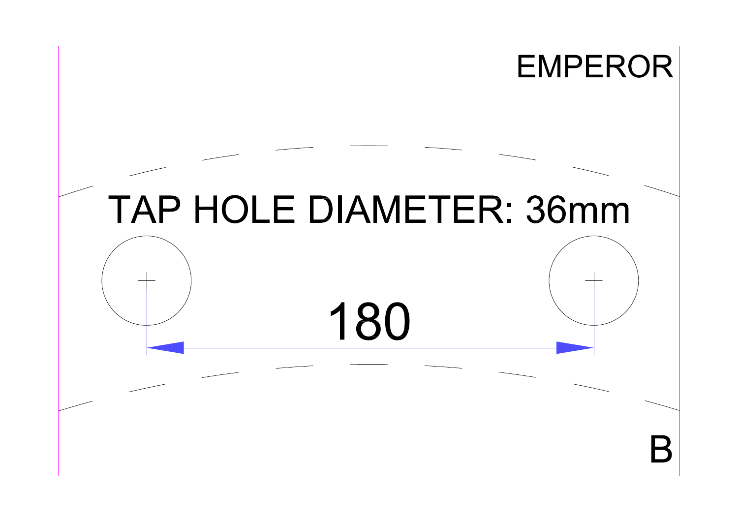EMPEROR

TAP HOLE DIAMETER: 36mm

180

B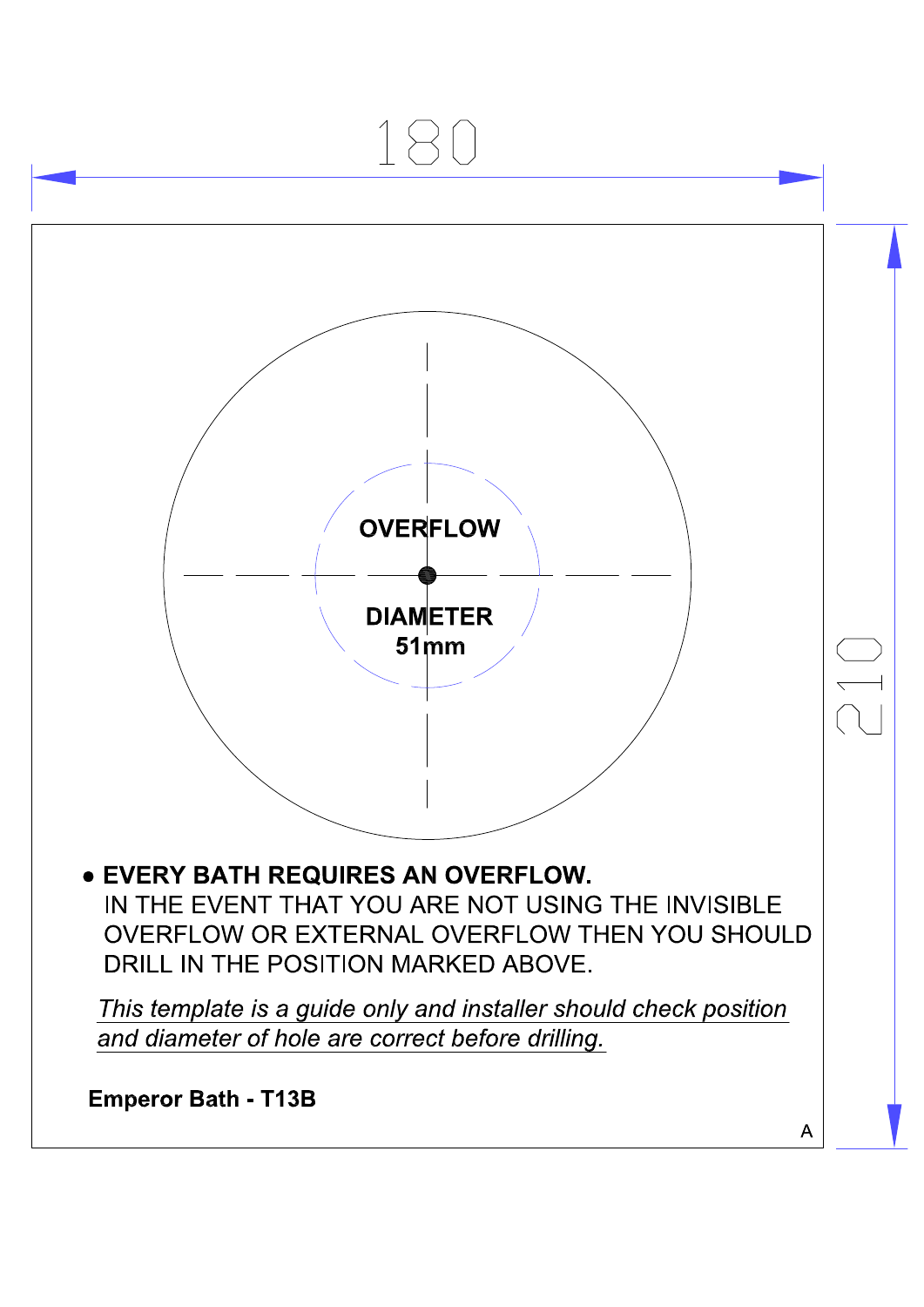180

210

OVERFLOW

DIAMETER
51mm

- **EVERY BATH REQUIRES AN OVERFLOW.**
  IN THE EVENT THAT YOU ARE NOT USING THE INVISIBLE OVERFLOW OR EXTERNAL OVERFLOW THEN YOU SHOULD DRILL IN THE POSITION MARKED ABOVE.

*This template is a guide only and installer should check position and diameter of hole are correct before drilling.*

**Emperor Bath - T13B**

A